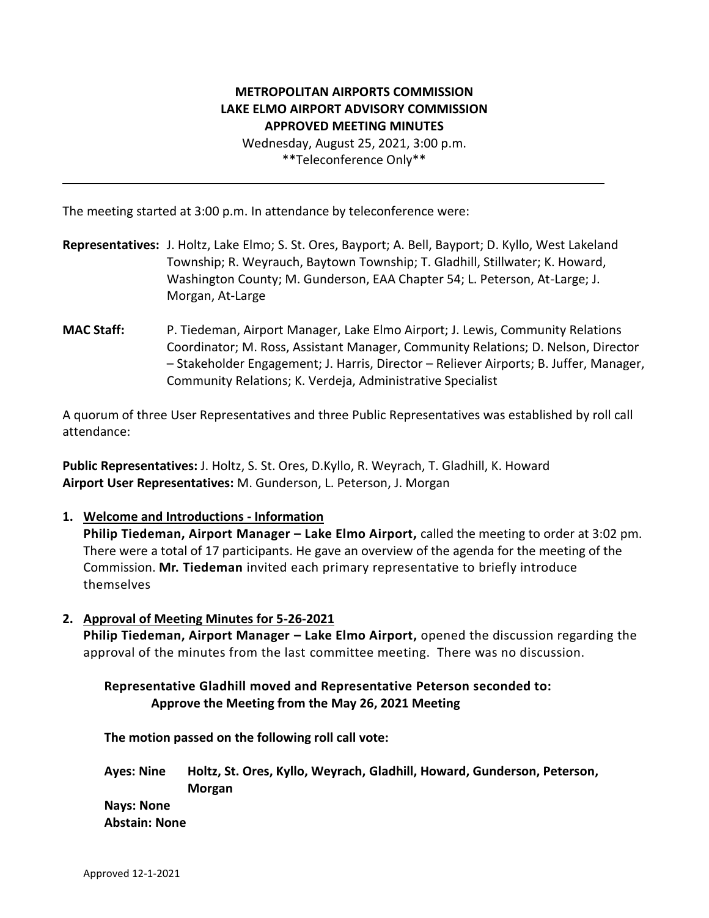**METROPOLITAN AIRPORTS COMMISSION**
**LAKE ELMO AIRPORT ADVISORY COMMISSION**
**APPROVED MEETING MINUTES**

Wednesday, August 25, 2021, 3:00 p.m.
**Teleconference Only**

---

The meeting started at 3:00 p.m. In attendance by teleconference were:

**Representatives:** J. Holtz, Lake Elmo; S. St. Ores, Bayport; A. Bell, Bayport; D. Kyllo, West Lakeland Township; R. Weyrauch, Baytown Township; T. Gladhill, Stillwater; K. Howard, Washington County; M. Gunderson, EAA Chapter 54; L. Peterson, At-Large; J. Morgan, At-Large

**MAC Staff:** P. Tiedeman, Airport Manager, Lake Elmo Airport; J. Lewis, Community Relations Coordinator; M. Ross, Assistant Manager, Community Relations; D. Nelson, Director – Stakeholder Engagement; J. Harris, Director – Reliever Airports; B. Juffer, Manager, Community Relations; K. Verdeja, Administrative Specialist

A quorum of three User Representatives and three Public Representatives was established by roll call attendance:

**Public Representatives:** J. Holtz, S. St. Ores, D.Kyllo, R. Weyrach, T. Gladhill, K. Howard
**Airport User Representatives:** M. Gunderson, L. Peterson, J. Morgan

1. **Welcome and Introductions - Information**
   **Philip Tiedeman, Airport Manager – Lake Elmo Airport,** called the meeting to order at 3:02 pm. There were a total of 17 participants. He gave an overview of the agenda for the meeting of the Commission. **Mr. Tiedeman** invited each primary representative to briefly introduce themselves

2. **Approval of Meeting Minutes for 5-26-2021**
   **Philip Tiedeman, Airport Manager – Lake Elmo Airport,** opened the discussion regarding the approval of the minutes from the last committee meeting. There was no discussion.

   **Representative Gladhill moved and Representative Peterson seconded to:**
   **Approve the Meeting from the May 26, 2021 Meeting**

   **The motion passed on the following roll call vote:**

   **Ayes: Nine** **Holtz, St. Ores, Kyllo, Weyrach, Gladhill, Howard, Gunderson, Peterson, Morgan**
   **Nays: None**
   **Abstain: None**

Approved 12-1-2021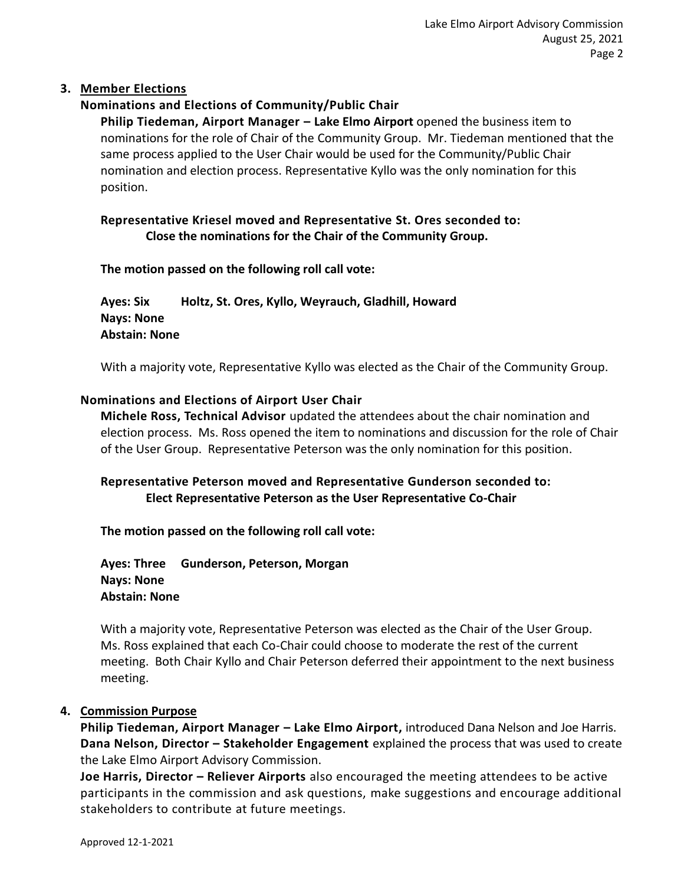## 3. Member Elections

### Nominations and Elections of Community/Public Chair

**Philip Tiedeman, Airport Manager – Lake Elmo Airport** opened the business item to nominations for the role of Chair of the Community Group. Mr. Tiedeman mentioned that the same process applied to the User Chair would be used for the Community/Public Chair nomination and election process. Representative Kyllo was the only nomination for this position.

**Representative Kriesel moved and Representative St. Ores seconded to:**
**Close the nominations for the Chair of the Community Group.**

**The motion passed on the following roll call vote:**

**Ayes: Six Holtz, St. Ores, Kyllo, Weyrauch, Gladhill, Howard**
**Nays: None**
**Abstain: None**

With a majority vote, Representative Kyllo was elected as the Chair of the Community Group.

### Nominations and Elections of Airport User Chair

**Michele Ross, Technical Advisor** updated the attendees about the chair nomination and election process. Ms. Ross opened the item to nominations and discussion for the role of Chair of the User Group. Representative Peterson was the only nomination for this position.

**Representative Peterson moved and Representative Gunderson seconded to:**
**Elect Representative Peterson as the User Representative Co-Chair**

**The motion passed on the following roll call vote:**

**Ayes: Three Gunderson, Peterson, Morgan**
**Nays: None**
**Abstain: None**

With a majority vote, Representative Peterson was elected as the Chair of the User Group. Ms. Ross explained that each Co-Chair could choose to moderate the rest of the current meeting. Both Chair Kyllo and Chair Peterson deferred their appointment to the next business meeting.

## 4. Commission Purpose

**Philip Tiedeman, Airport Manager – Lake Elmo Airport,** introduced Dana Nelson and Joe Harris.
**Dana Nelson, Director – Stakeholder Engagement** explained the process that was used to create the Lake Elmo Airport Advisory Commission.
**Joe Harris, Director – Reliever Airports** also encouraged the meeting attendees to be active participants in the commission and ask questions, make suggestions and encourage additional stakeholders to contribute at future meetings.

Approved 12-1-2021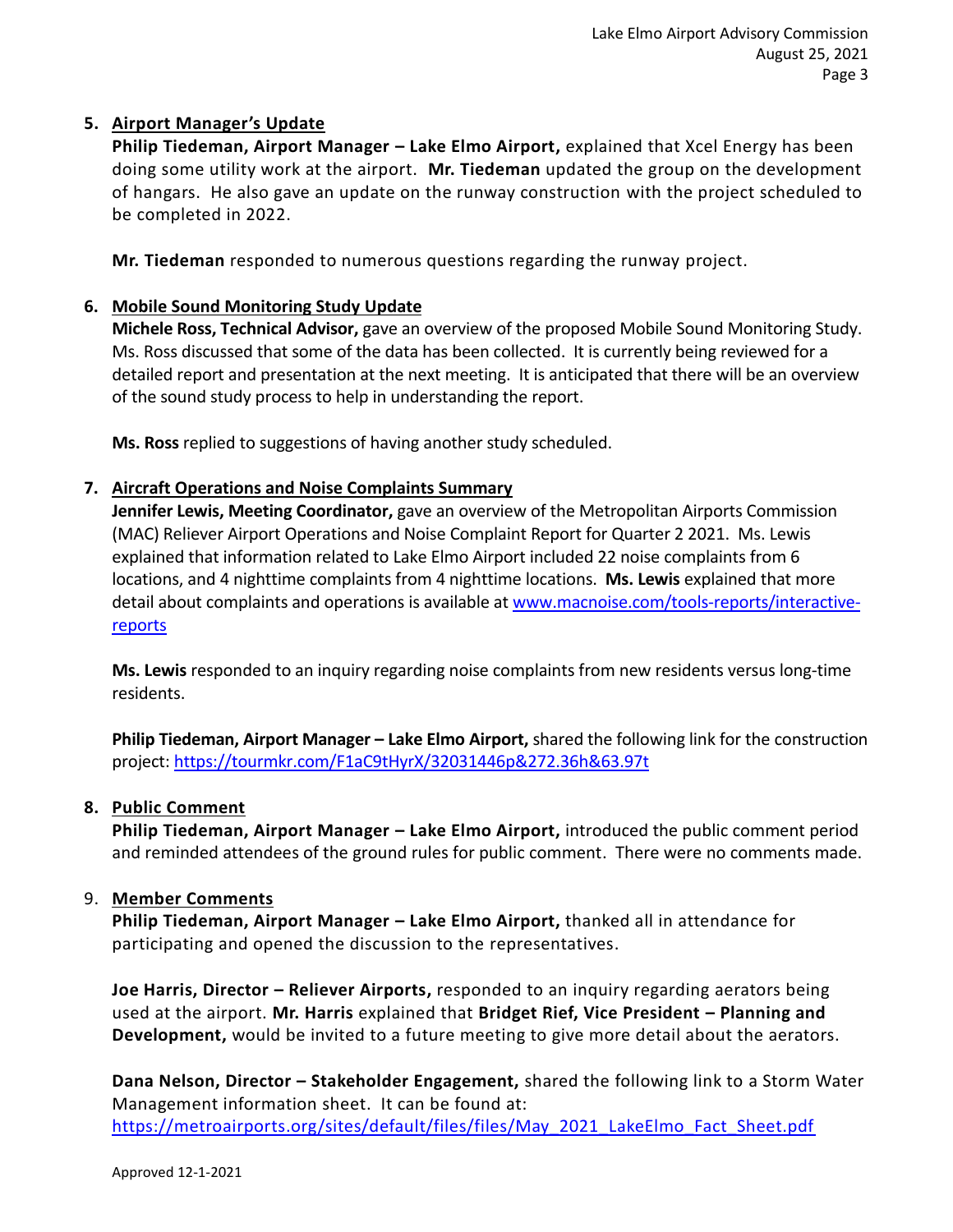## 5. Airport Manager's Update

**Philip Tiedeman, Airport Manager – Lake Elmo Airport,** explained that Xcel Energy has been doing some utility work at the airport. **Mr. Tiedeman** updated the group on the development of hangars. He also gave an update on the runway construction with the project scheduled to be completed in 2022.

**Mr. Tiedeman** responded to numerous questions regarding the runway project.

## 6. Mobile Sound Monitoring Study Update

**Michele Ross, Technical Advisor,** gave an overview of the proposed Mobile Sound Monitoring Study. Ms. Ross discussed that some of the data has been collected. It is currently being reviewed for a detailed report and presentation at the next meeting. It is anticipated that there will be an overview of the sound study process to help in understanding the report.

**Ms. Ross** replied to suggestions of having another study scheduled.

## 7. Aircraft Operations and Noise Complaints Summary

**Jennifer Lewis, Meeting Coordinator,** gave an overview of the Metropolitan Airports Commission (MAC) Reliever Airport Operations and Noise Complaint Report for Quarter 2 2021. Ms. Lewis explained that information related to Lake Elmo Airport included 22 noise complaints from 6 locations, and 4 nighttime complaints from 4 nighttime locations. **Ms. Lewis** explained that more detail about complaints and operations is available at [www.macnoise.com/tools-reports/interactive-reports](www.macnoise.com/tools-reports/interactive-reports)

**Ms. Lewis** responded to an inquiry regarding noise complaints from new residents versus long-time residents.

**Philip Tiedeman, Airport Manager – Lake Elmo Airport,** shared the following link for the construction project: [https://tourmkr.com/F1aC9tHyrX/32031446p&272.36h&63.97t](https://tourmkr.com/F1aC9tHyrX/32031446p&272.36h&63.97t)

## 8. Public Comment

**Philip Tiedeman, Airport Manager – Lake Elmo Airport,** introduced the public comment period and reminded attendees of the ground rules for public comment. There were no comments made.

## 9. Member Comments

**Philip Tiedeman, Airport Manager – Lake Elmo Airport,** thanked all in attendance for participating and opened the discussion to the representatives.

**Joe Harris, Director – Reliever Airports,** responded to an inquiry regarding aerators being used at the airport. **Mr. Harris** explained that **Bridget Rief, Vice President – Planning and Development,** would be invited to a future meeting to give more detail about the aerators.

**Dana Nelson, Director – Stakeholder Engagement,** shared the following link to a Storm Water Management information sheet. It can be found at: [https://metroairports.org/sites/default/files/files/May_2021_LakeElmo_Fact_Sheet.pdf](https://metroairports.org/sites/default/files/files/May_2021_LakeElmo_Fact_Sheet.pdf)

Approved 12-1-2021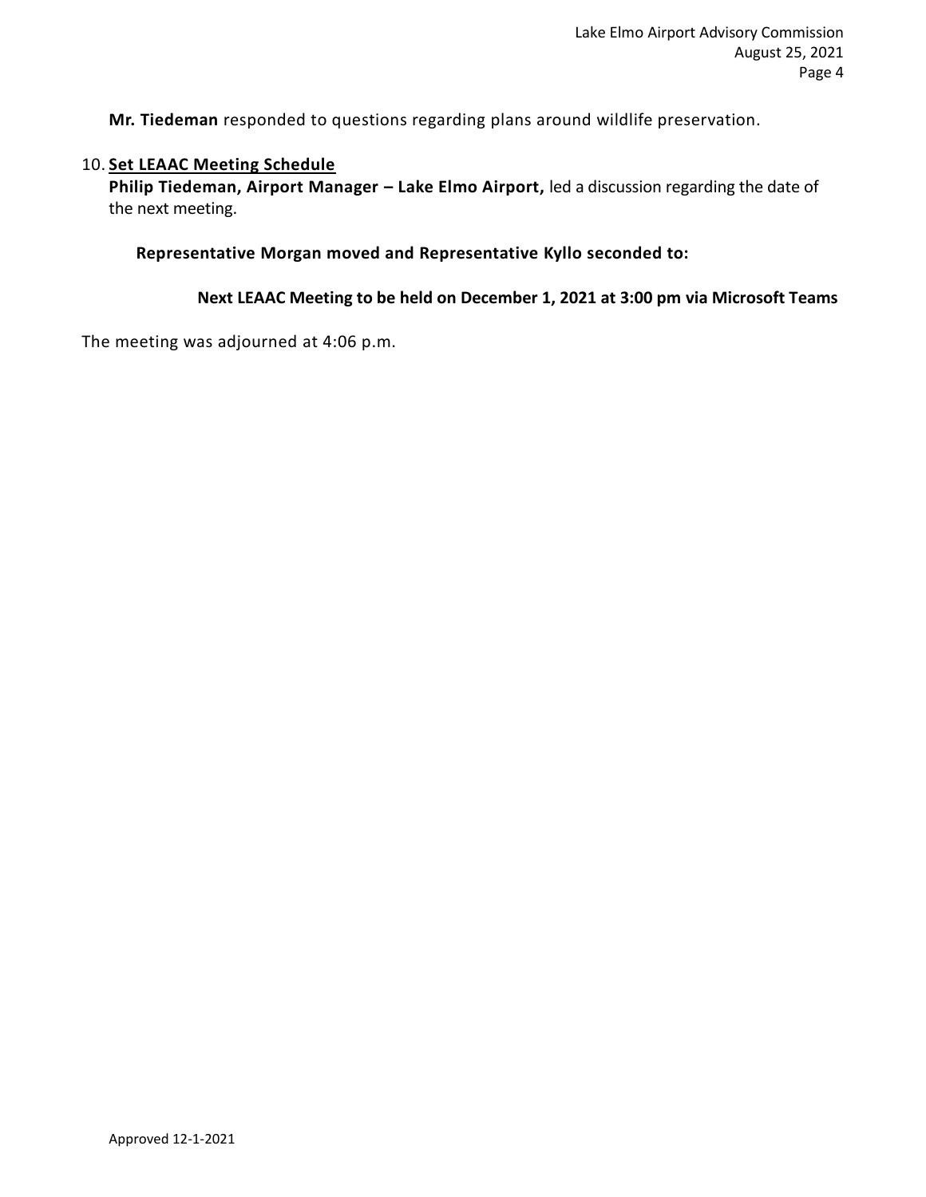**Mr. Tiedeman** responded to questions regarding plans around wildlife preservation.

10. **<u>Set LEAAC Meeting Schedule</u>**
    **Philip Tiedeman, Airport Manager – Lake Elmo Airport,** led a discussion regarding the date of the next meeting.

**Representative Morgan moved and Representative Kyllo seconded to:**

**Next LEAAC Meeting to be held on December 1, 2021 at 3:00 pm via Microsoft Teams**

The meeting was adjourned at 4:06 p.m.

Approved 12-1-2021